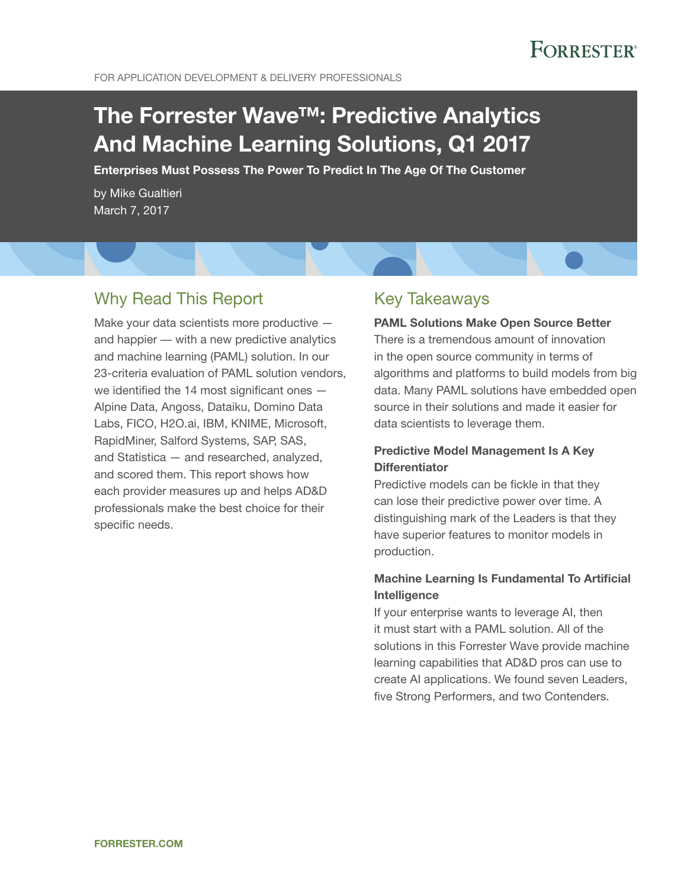FOR APPLICATION DEVELOPMENT & DELIVERY PROFESSIONALS

# The Forrester Wave™: Predictive Analytics And Machine Learning Solutions, Q1 2017

**Enterprises Must Possess The Power To Predict In The Age Of The Customer**

by Mike Gualtieri
March 7, 2017

## Why Read This Report

Make your data scientists more productive — and happier — with a new predictive analytics and machine learning (PAML) solution. In our 23-criteria evaluation of PAML solution vendors, we identified the 14 most significant ones — Alpine Data, Angoss, Dataiku, Domino Data Labs, FICO, H2O.ai, IBM, KNIME, Microsoft, RapidMiner, Salford Systems, SAP, SAS, and Statistica — and researched, analyzed, and scored them. This report shows how each provider measures up and helps AD&D professionals make the best choice for their specific needs.

## Key Takeaways

**PAML Solutions Make Open Source Better**
There is a tremendous amount of innovation in the open source community in terms of algorithms and platforms to build models from big data. Many PAML solutions have embedded open source in their solutions and made it easier for data scientists to leverage them.

**Predictive Model Management Is A Key Differentiator**
Predictive models can be fickle in that they can lose their predictive power over time. A distinguishing mark of the Leaders is that they have superior features to monitor models in production.

**Machine Learning Is Fundamental To Artificial Intelligence**
If your enterprise wants to leverage AI, then it must start with a PAML solution. All of the solutions in this Forrester Wave provide machine learning capabilities that AD&D pros can use to create AI applications. We found seven Leaders, five Strong Performers, and two Contenders.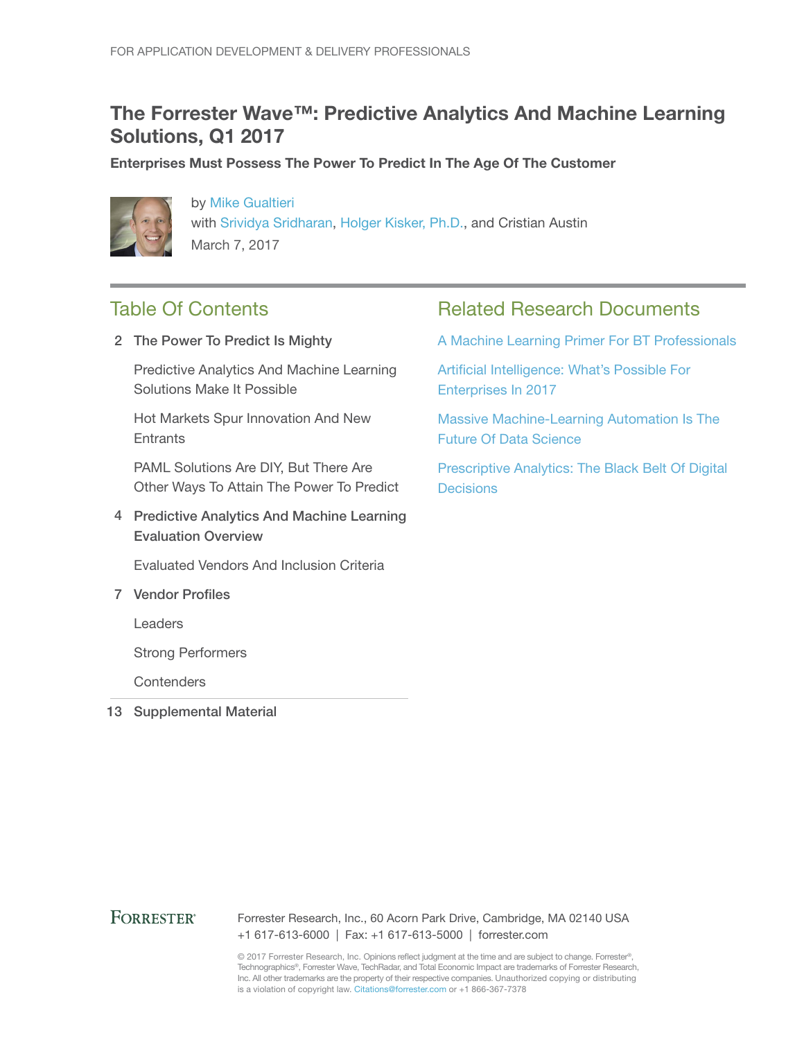FOR APPLICATION DEVELOPMENT & DELIVERY PROFESSIONALS

# The Forrester Wave™: Predictive Analytics And Machine Learning Solutions, Q1 2017

**Enterprises Must Possess The Power To Predict In The Age Of The Customer**

by Mike Gualtieri
with Srividya Sridharan, Holger Kisker, Ph.D., and Cristian Austin
March 7, 2017

## Table Of Contents

2 The Power To Predict Is Mighty

- Predictive Analytics And Machine Learning Solutions Make It Possible
- Hot Markets Spur Innovation And New Entrants
- PAML Solutions Are DIY, But There Are Other Ways To Attain The Power To Predict

4 Predictive Analytics And Machine Learning Evaluation Overview

- Evaluated Vendors And Inclusion Criteria

7 Vendor Profiles

- Leaders
- Strong Performers
- Contenders

13 Supplemental Material

## Related Research Documents

A Machine Learning Primer For BT Professionals

Artificial Intelligence: What's Possible For Enterprises In 2017

Massive Machine-Learning Automation Is The Future Of Data Science

Prescriptive Analytics: The Black Belt Of Digital Decisions

FORRESTER®

Forrester Research, Inc., 60 Acorn Park Drive, Cambridge, MA 02140 USA
+1 617-613-6000 | Fax: +1 617-613-5000 | forrester.com

© 2017 Forrester Research, Inc. Opinions reflect judgment at the time and are subject to change. Forrester®, Technographics®, Forrester Wave, TechRadar, and Total Economic Impact are trademarks of Forrester Research, Inc. All other trademarks are the property of their respective companies. Unauthorized copying or distributing is a violation of copyright law. Citations@forrester.com or +1 866-367-7378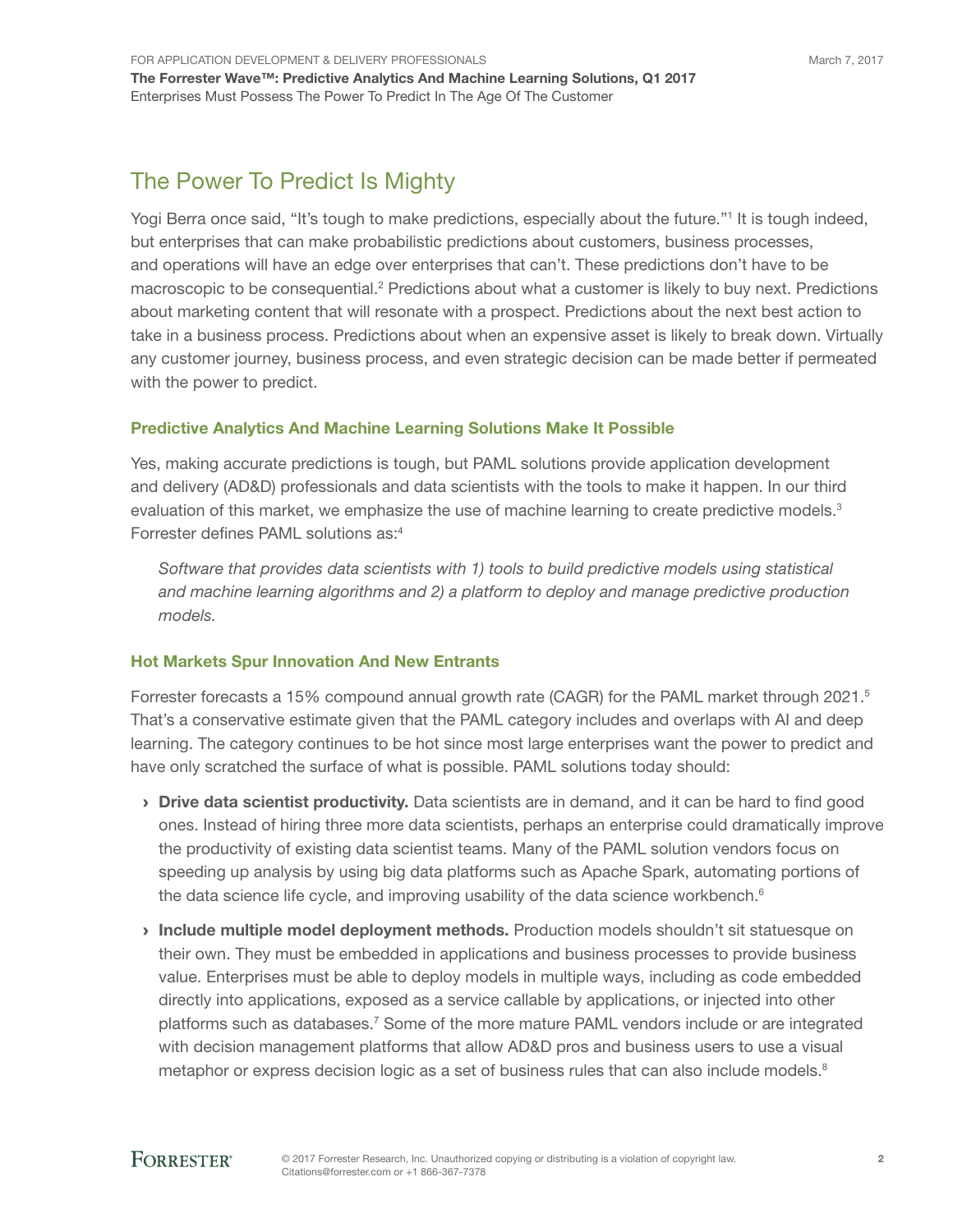## The Power To Predict Is Mighty

Yogi Berra once said, "It's tough to make predictions, especially about the future."[1] It is tough indeed, but enterprises that can make probabilistic predictions about customers, business processes, and operations will have an edge over enterprises that can't. These predictions don't have to be macroscopic to be consequential.[2] Predictions about what a customer is likely to buy next. Predictions about marketing content that will resonate with a prospect. Predictions about the next best action to take in a business process. Predictions about when an expensive asset is likely to break down. Virtually any customer journey, business process, and even strategic decision can be made better if permeated with the power to predict.

### Predictive Analytics And Machine Learning Solutions Make It Possible

Yes, making accurate predictions is tough, but PAML solutions provide application development and delivery (AD&D) professionals and data scientists with the tools to make it happen. In our third evaluation of this market, we emphasize the use of machine learning to create predictive models.[3] Forrester defines PAML solutions as:[4]

> *Software that provides data scientists with 1) tools to build predictive models using statistical and machine learning algorithms and 2) a platform to deploy and manage predictive production models.*

### Hot Markets Spur Innovation And New Entrants

Forrester forecasts a 15% compound annual growth rate (CAGR) for the PAML market through 2021.[5] That's a conservative estimate given that the PAML category includes and overlaps with AI and deep learning. The category continues to be hot since most large enterprises want the power to predict and have only scratched the surface of what is possible. PAML solutions today should:

- **Drive data scientist productivity.** Data scientists are in demand, and it can be hard to find good ones. Instead of hiring three more data scientists, perhaps an enterprise could dramatically improve the productivity of existing data scientist teams. Many of the PAML solution vendors focus on speeding up analysis by using big data platforms such as Apache Spark, automating portions of the data science life cycle, and improving usability of the data science workbench.[6]
- **Include multiple model deployment methods.** Production models shouldn't sit statuesque on their own. They must be embedded in applications and business processes to provide business value. Enterprises must be able to deploy models in multiple ways, including as code embedded directly into applications, exposed as a service callable by applications, or injected into other platforms such as databases.[7] Some of the more mature PAML vendors include or are integrated with decision management platforms that allow AD&D pros and business users to use a visual metaphor or express decision logic as a set of business rules that can also include models.[8]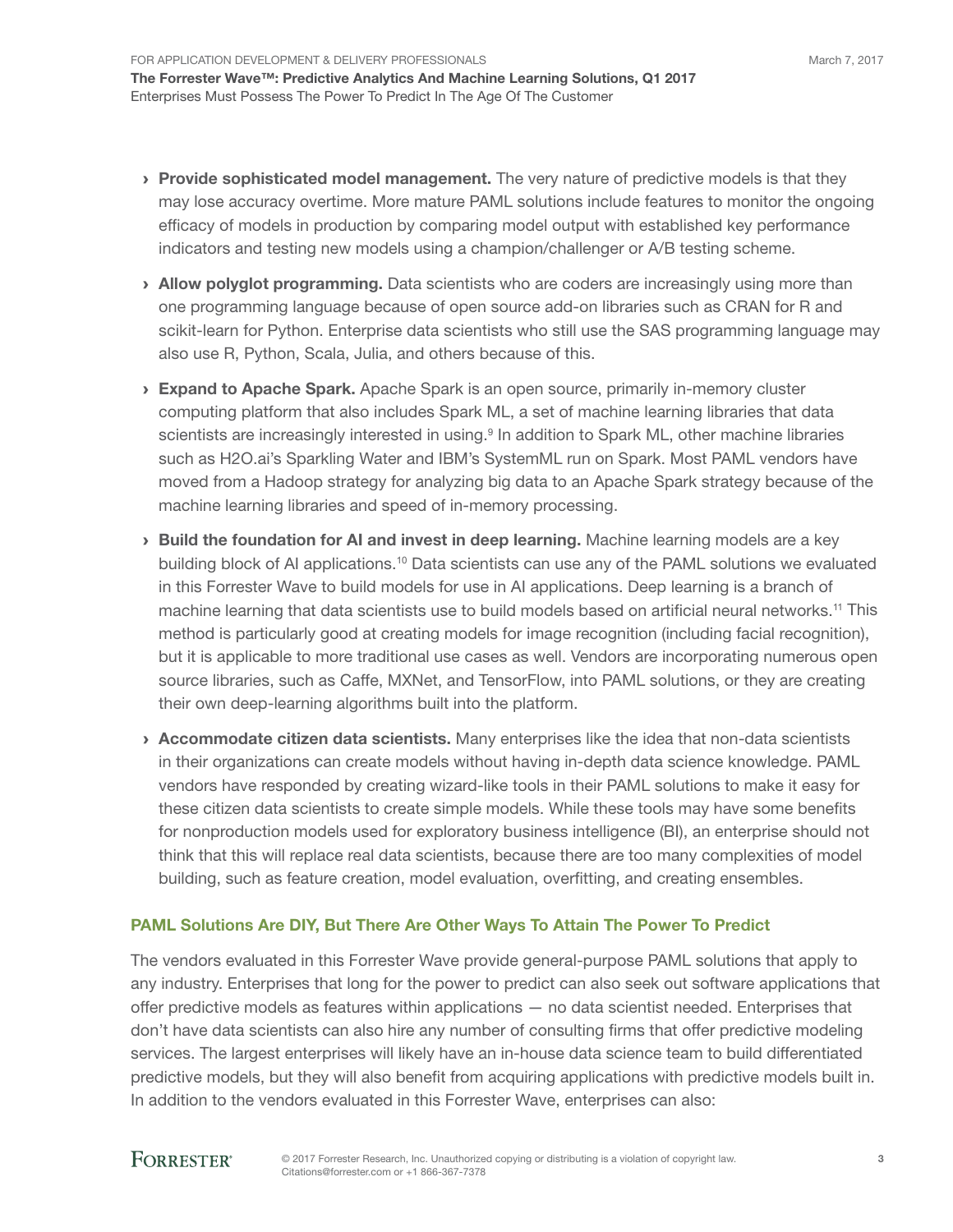- **Provide sophisticated model management.** The very nature of predictive models is that they may lose accuracy overtime. More mature PAML solutions include features to monitor the ongoing efficacy of models in production by comparing model output with established key performance indicators and testing new models using a champion/challenger or A/B testing scheme.

- **Allow polyglot programming.** Data scientists who are coders are increasingly using more than one programming language because of open source add-on libraries such as CRAN for R and scikit-learn for Python. Enterprise data scientists who still use the SAS programming language may also use R, Python, Scala, Julia, and others because of this.

- **Expand to Apache Spark.** Apache Spark is an open source, primarily in-memory cluster computing platform that also includes Spark ML, a set of machine learning libraries that data scientists are increasingly interested in using.[9] In addition to Spark ML, other machine libraries such as H2O.ai's Sparkling Water and IBM's SystemML run on Spark. Most PAML vendors have moved from a Hadoop strategy for analyzing big data to an Apache Spark strategy because of the machine learning libraries and speed of in-memory processing.

- **Build the foundation for AI and invest in deep learning.** Machine learning models are a key building block of AI applications.[10] Data scientists can use any of the PAML solutions we evaluated in this Forrester Wave to build models for use in AI applications. Deep learning is a branch of machine learning that data scientists use to build models based on artificial neural networks.[11] This method is particularly good at creating models for image recognition (including facial recognition), but it is applicable to more traditional use cases as well. Vendors are incorporating numerous open source libraries, such as Caffe, MXNet, and TensorFlow, into PAML solutions, or they are creating their own deep-learning algorithms built into the platform.

- **Accommodate citizen data scientists.** Many enterprises like the idea that non-data scientists in their organizations can create models without having in-depth data science knowledge. PAML vendors have responded by creating wizard-like tools in their PAML solutions to make it easy for these citizen data scientists to create simple models. While these tools may have some benefits for nonproduction models used for exploratory business intelligence (BI), an enterprise should not think that this will replace real data scientists, because there are too many complexities of model building, such as feature creation, model evaluation, overfitting, and creating ensembles.

## PAML Solutions Are DIY, But There Are Other Ways To Attain The Power To Predict

The vendors evaluated in this Forrester Wave provide general-purpose PAML solutions that apply to any industry. Enterprises that long for the power to predict can also seek out software applications that offer predictive models as features within applications — no data scientist needed. Enterprises that don't have data scientists can also hire any number of consulting firms that offer predictive modeling services. The largest enterprises will likely have an in-house data science team to build differentiated predictive models, but they will also benefit from acquiring applications with predictive models built in. In addition to the vendors evaluated in this Forrester Wave, enterprises can also: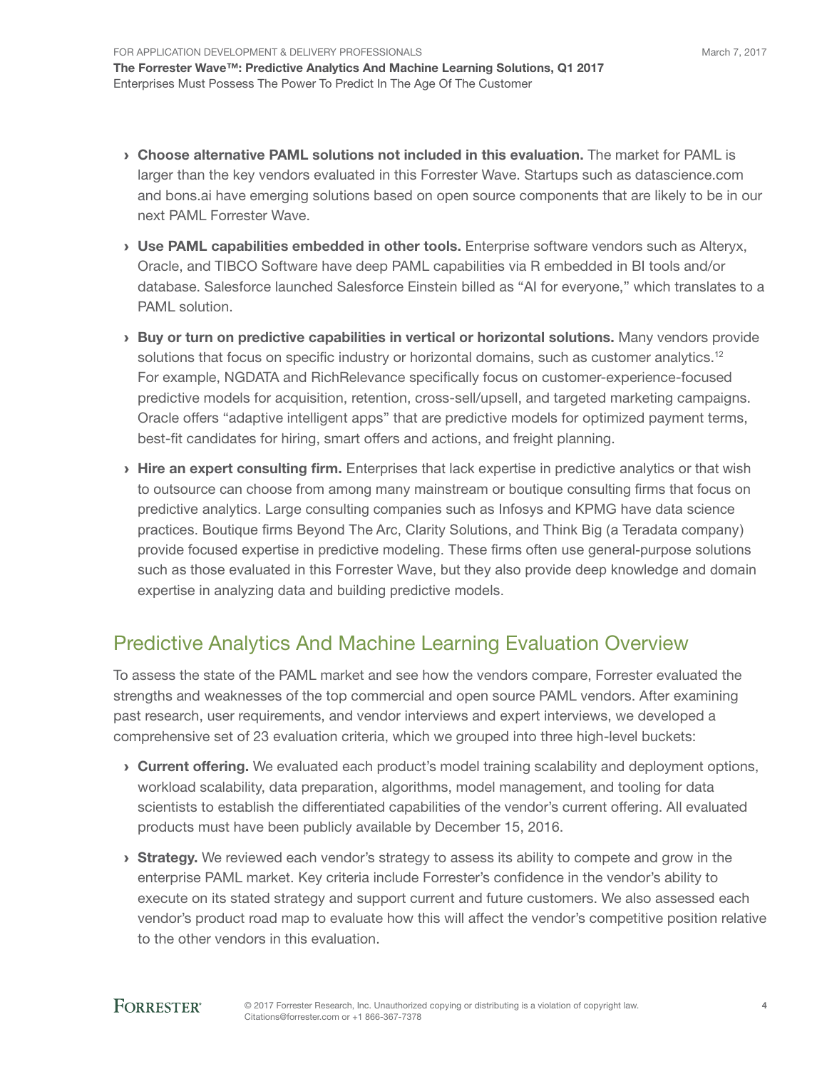- **Choose alternative PAML solutions not included in this evaluation.** The market for PAML is larger than the key vendors evaluated in this Forrester Wave. Startups such as datascience.com and bons.ai have emerging solutions based on open source components that are likely to be in our next PAML Forrester Wave.

- **Use PAML capabilities embedded in other tools.** Enterprise software vendors such as Alteryx, Oracle, and TIBCO Software have deep PAML capabilities via R embedded in BI tools and/or database. Salesforce launched Salesforce Einstein billed as "AI for everyone," which translates to a PAML solution.

- **Buy or turn on predictive capabilities in vertical or horizontal solutions.** Many vendors provide solutions that focus on specific industry or horizontal domains, such as customer analytics.[12] For example, NGDATA and RichRelevance specifically focus on customer-experience-focused predictive models for acquisition, retention, cross-sell/upsell, and targeted marketing campaigns. Oracle offers "adaptive intelligent apps" that are predictive models for optimized payment terms, best-fit candidates for hiring, smart offers and actions, and freight planning.

- **Hire an expert consulting firm.** Enterprises that lack expertise in predictive analytics or that wish to outsource can choose from among many mainstream or boutique consulting firms that focus on predictive analytics. Large consulting companies such as Infosys and KPMG have data science practices. Boutique firms Beyond The Arc, Clarity Solutions, and Think Big (a Teradata company) provide focused expertise in predictive modeling. These firms often use general-purpose solutions such as those evaluated in this Forrester Wave, but they also provide deep knowledge and domain expertise in analyzing data and building predictive models.

## Predictive Analytics And Machine Learning Evaluation Overview

To assess the state of the PAML market and see how the vendors compare, Forrester evaluated the strengths and weaknesses of the top commercial and open source PAML vendors. After examining past research, user requirements, and vendor interviews and expert interviews, we developed a comprehensive set of 23 evaluation criteria, which we grouped into three high-level buckets:

- **Current offering.** We evaluated each product's model training scalability and deployment options, workload scalability, data preparation, algorithms, model management, and tooling for data scientists to establish the differentiated capabilities of the vendor's current offering. All evaluated products must have been publicly available by December 15, 2016.

- **Strategy.** We reviewed each vendor's strategy to assess its ability to compete and grow in the enterprise PAML market. Key criteria include Forrester's confidence in the vendor's ability to execute on its stated strategy and support current and future customers. We also assessed each vendor's product road map to evaluate how this will affect the vendor's competitive position relative to the other vendors in this evaluation.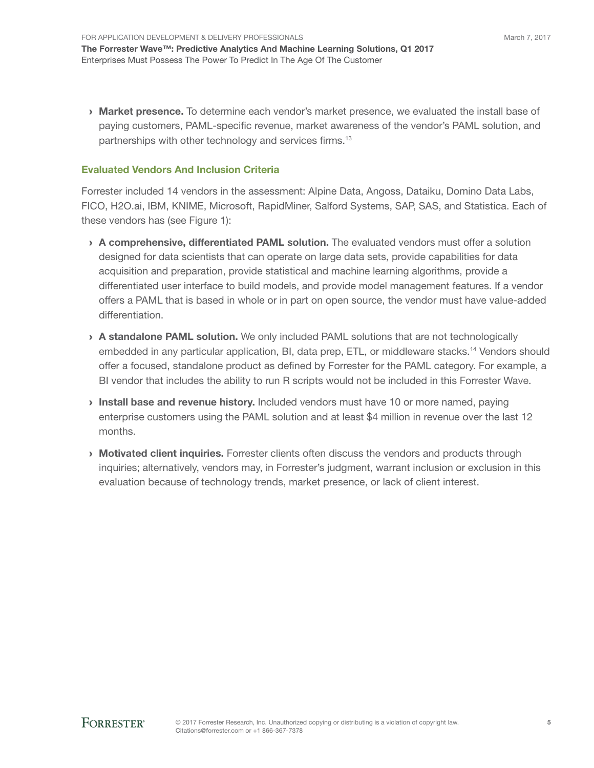- **Market presence.** To determine each vendor's market presence, we evaluated the install base of paying customers, PAML-specific revenue, market awareness of the vendor's PAML solution, and partnerships with other technology and services firms.[13]

## Evaluated Vendors And Inclusion Criteria

Forrester included 14 vendors in the assessment: Alpine Data, Angoss, Dataiku, Domino Data Labs, FICO, H2O.ai, IBM, KNIME, Microsoft, RapidMiner, Salford Systems, SAP, SAS, and Statistica. Each of these vendors has (see Figure 1):

- **A comprehensive, differentiated PAML solution.** The evaluated vendors must offer a solution designed for data scientists that can operate on large data sets, provide capabilities for data acquisition and preparation, provide statistical and machine learning algorithms, provide a differentiated user interface to build models, and provide model management features. If a vendor offers a PAML that is based in whole or in part on open source, the vendor must have value-added differentiation.
- **A standalone PAML solution.** We only included PAML solutions that are not technologically embedded in any particular application, BI, data prep, ETL, or middleware stacks.[14] Vendors should offer a focused, standalone product as defined by Forrester for the PAML category. For example, a BI vendor that includes the ability to run R scripts would not be included in this Forrester Wave.
- **Install base and revenue history.** Included vendors must have 10 or more named, paying enterprise customers using the PAML solution and at least $4 million in revenue over the last 12 months.
- **Motivated client inquiries.** Forrester clients often discuss the vendors and products through inquiries; alternatively, vendors may, in Forrester's judgment, warrant inclusion or exclusion in this evaluation because of technology trends, market presence, or lack of client interest.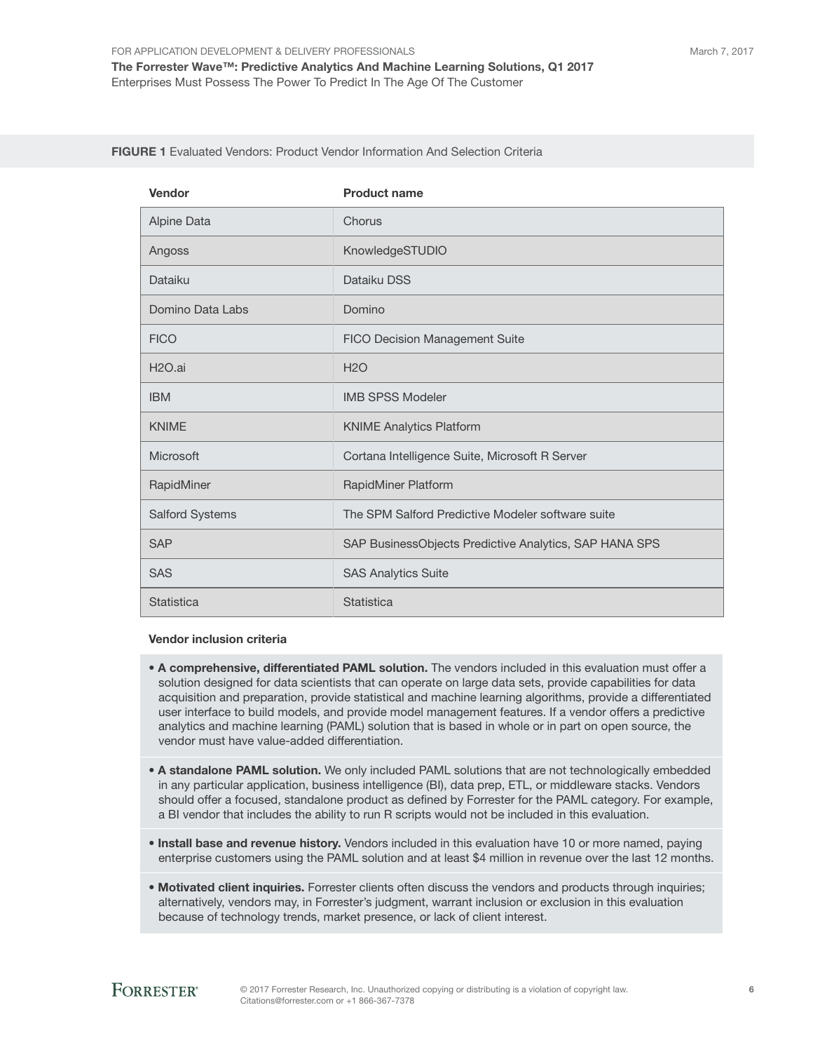**FIGURE 1** Evaluated Vendors: Product Vendor Information And Selection Criteria

| Vendor | Product name |
|---|---|
| Alpine Data | Chorus |
| Angoss | KnowledgeSTUDIO |
| Dataiku | Dataiku DSS |
| Domino Data Labs | Domino |
| FICO | FICO Decision Management Suite |
| H2O.ai | H2O |
| IBM | IMB SPSS Modeler |
| KNIME | KNIME Analytics Platform |
| Microsoft | Cortana Intelligence Suite, Microsoft R Server |
| RapidMiner | RapidMiner Platform |
| Salford Systems | The SPM Salford Predictive Modeler software suite |
| SAP | SAP BusinessObjects Predictive Analytics, SAP HANA SPS |
| SAS | SAS Analytics Suite |
| Statistica | Statistica |

**Vendor inclusion criteria**

- **A comprehensive, differentiated PAML solution.** The vendors included in this evaluation must offer a solution designed for data scientists that can operate on large data sets, provide capabilities for data acquisition and preparation, provide statistical and machine learning algorithms, provide a differentiated user interface to build models, and provide model management features. If a vendor offers a predictive analytics and machine learning (PAML) solution that is based in whole or in part on open source, the vendor must have value-added differentiation.
- **A standalone PAML solution.** We only included PAML solutions that are not technologically embedded in any particular application, business intelligence (BI), data prep, ETL, or middleware stacks. Vendors should offer a focused, standalone product as defined by Forrester for the PAML category. For example, a BI vendor that includes the ability to run R scripts would not be included in this evaluation.
- **Install base and revenue history.** Vendors included in this evaluation have 10 or more named, paying enterprise customers using the PAML solution and at least $4 million in revenue over the last 12 months.
- **Motivated client inquiries.** Forrester clients often discuss the vendors and products through inquiries; alternatively, vendors may, in Forrester's judgment, warrant inclusion or exclusion in this evaluation because of technology trends, market presence, or lack of client interest.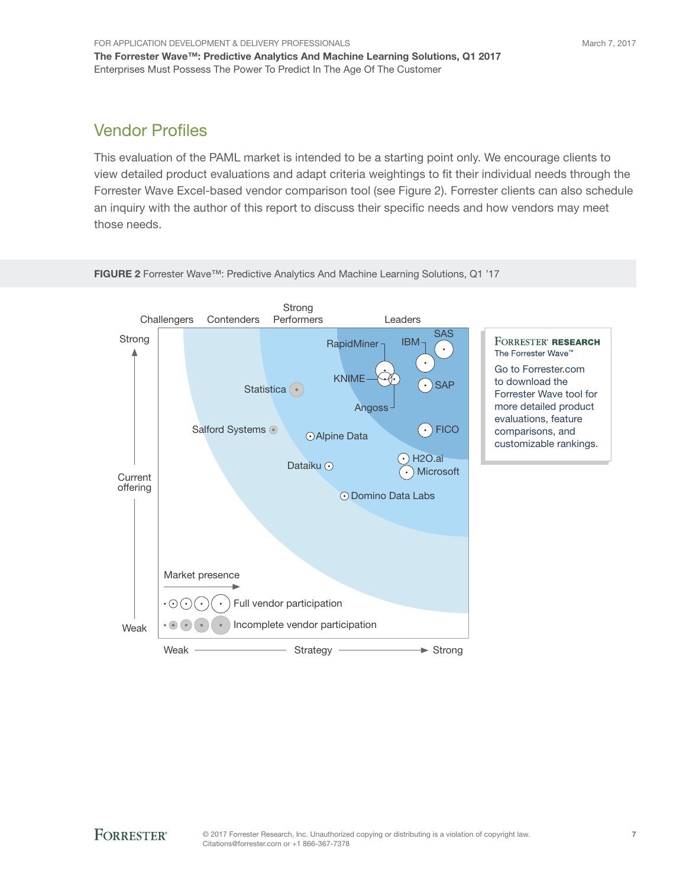## Vendor Profiles

This evaluation of the PAML market is intended to be a starting point only. We encourage clients to view detailed product evaluations and adapt criteria weightings to fit their individual needs through the Forrester Wave Excel-based vendor comparison tool (see Figure 2). Forrester clients can also schedule an inquiry with the author of this report to discuss their specific needs and how vendors may meet those needs.

**FIGURE 2** Forrester Wave™: Predictive Analytics And Machine Learning Solutions, Q1 ’17

Challengers | Contenders | Strong Performers | Leaders

Strong — Current offering — Weak

Weak — Strategy — Strong

SAS, IBM, RapidMiner, KNIME, SAP, Angoss, Statistica, Salford Systems, Alpine Data, FICO, H2O.ai, Microsoft, Dataiku, Domino Data Labs

Market presence

Full vendor participation

Incomplete vendor participation

FORRESTER RESEARCH
The Forrester Wave™

Go to Forrester.com to download the Forrester Wave tool for more detailed product evaluations, feature comparisons, and customizable rankings.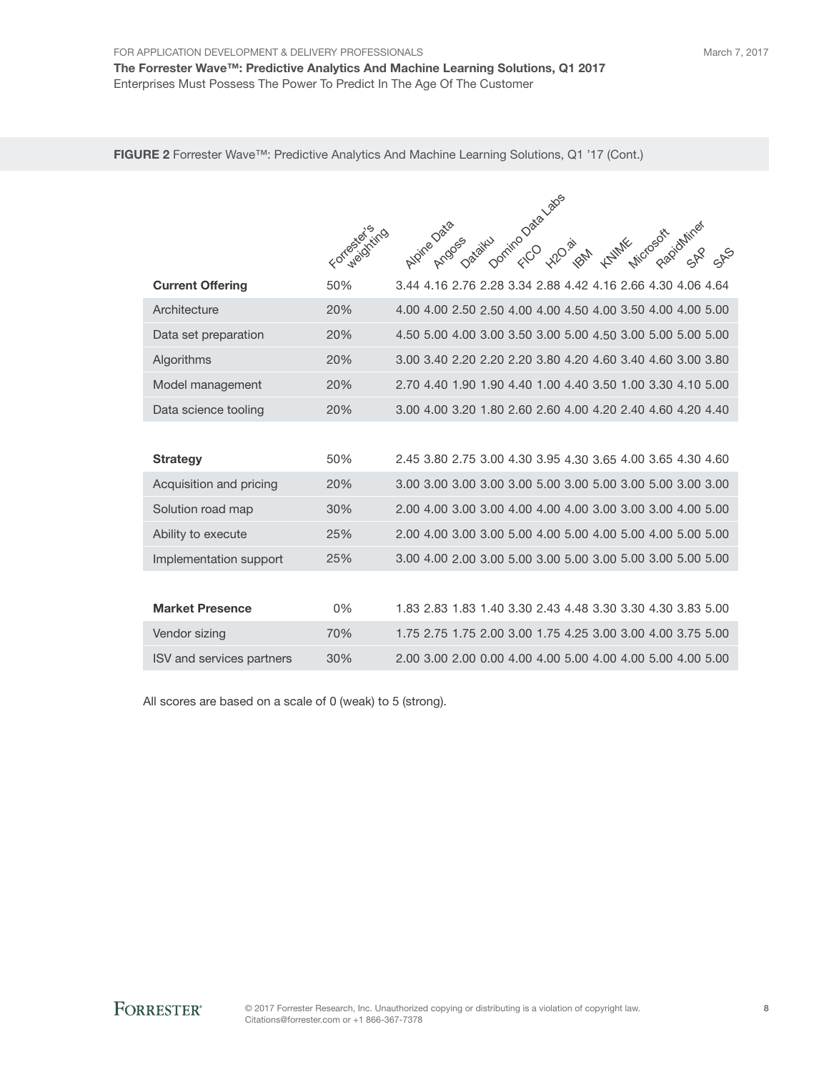**FIGURE 2** Forrester Wave™: Predictive Analytics And Machine Learning Solutions, Q1 '17 (Cont.)

| | Forrester's weighting | Alpine Data | Angoss | Dataiku | Domino Data Labs | FICO | H2O.ai | IBM | KNIME | Microsoft | RapidMiner | SAP | SAS |
|---|---|---|---|---|---|---|---|---|---|---|---|---|---|
| **Current Offering** | 50% | 3.44 | 4.16 | 2.76 | 2.28 | 3.34 | 2.88 | 4.42 | 4.16 | 2.66 | 4.30 | 4.06 | 4.64 |
| Architecture | 20% | 4.00 | 4.00 | 2.50 | 2.50 | 4.00 | 4.00 | 4.50 | 4.00 | 3.50 | 4.00 | 4.00 | 5.00 |
| Data set preparation | 20% | 4.50 | 5.00 | 4.00 | 3.00 | 3.50 | 3.00 | 5.00 | 4.50 | 3.00 | 5.00 | 5.00 | 5.00 |
| Algorithms | 20% | 3.00 | 3.40 | 2.20 | 2.20 | 2.20 | 3.80 | 4.20 | 4.60 | 3.40 | 4.60 | 3.00 | 3.80 |
| Model management | 20% | 2.70 | 4.40 | 1.90 | 1.90 | 4.40 | 1.00 | 4.40 | 3.50 | 1.00 | 3.30 | 4.10 | 5.00 |
| Data science tooling | 20% | 3.00 | 4.00 | 3.20 | 1.80 | 2.60 | 2.60 | 4.00 | 4.20 | 2.40 | 4.60 | 4.20 | 4.40 |
| | | | | | | | | | | | | | |
| **Strategy** | 50% | 2.45 | 3.80 | 2.75 | 3.00 | 4.30 | 3.95 | 4.30 | 3.65 | 4.00 | 3.65 | 4.30 | 4.60 |
| Acquisition and pricing | 20% | 3.00 | 3.00 | 3.00 | 3.00 | 3.00 | 5.00 | 3.00 | 5.00 | 3.00 | 5.00 | 3.00 | 3.00 |
| Solution road map | 30% | 2.00 | 4.00 | 3.00 | 3.00 | 4.00 | 4.00 | 4.00 | 3.00 | 3.00 | 3.00 | 4.00 | 5.00 |
| Ability to execute | 25% | 2.00 | 4.00 | 3.00 | 3.00 | 5.00 | 4.00 | 5.00 | 4.00 | 5.00 | 4.00 | 5.00 | 5.00 |
| Implementation support | 25% | 3.00 | 4.00 | 2.00 | 3.00 | 5.00 | 3.00 | 5.00 | 3.00 | 5.00 | 3.00 | 5.00 | 5.00 |
| | | | | | | | | | | | | | |
| **Market Presence** | 0% | 1.83 | 2.83 | 1.83 | 1.40 | 3.30 | 2.43 | 4.48 | 3.30 | 3.30 | 4.30 | 3.83 | 5.00 |
| Vendor sizing | 70% | 1.75 | 2.75 | 1.75 | 2.00 | 3.00 | 1.75 | 4.25 | 3.00 | 3.00 | 4.00 | 3.75 | 5.00 |
| ISV and services partners | 30% | 2.00 | 3.00 | 2.00 | 0.00 | 4.00 | 4.00 | 5.00 | 4.00 | 4.00 | 5.00 | 4.00 | 5.00 |

All scores are based on a scale of 0 (weak) to 5 (strong).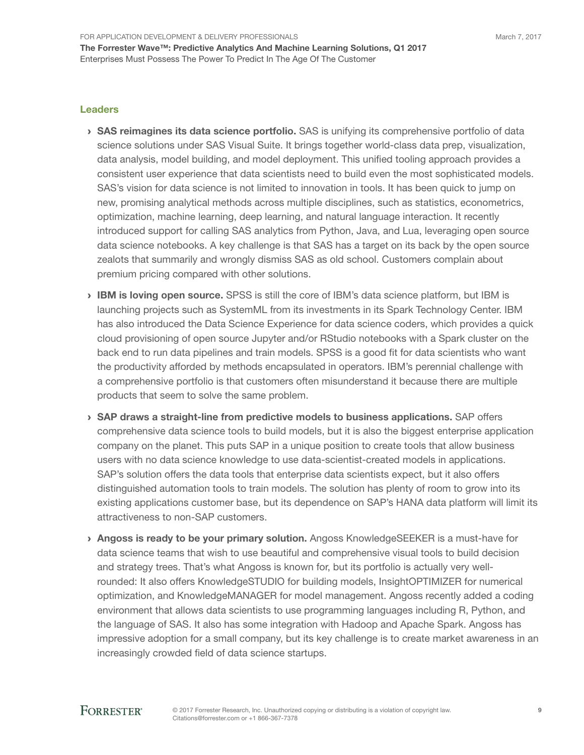### Leaders

- **SAS reimagines its data science portfolio.** SAS is unifying its comprehensive portfolio of data science solutions under SAS Visual Suite. It brings together world-class data prep, visualization, data analysis, model building, and model deployment. This unified tooling approach provides a consistent user experience that data scientists need to build even the most sophisticated models. SAS's vision for data science is not limited to innovation in tools. It has been quick to jump on new, promising analytical methods across multiple disciplines, such as statistics, econometrics, optimization, machine learning, deep learning, and natural language interaction. It recently introduced support for calling SAS analytics from Python, Java, and Lua, leveraging open source data science notebooks. A key challenge is that SAS has a target on its back by the open source zealots that summarily and wrongly dismiss SAS as old school. Customers complain about premium pricing compared with other solutions.

- **IBM is loving open source.** SPSS is still the core of IBM's data science platform, but IBM is launching projects such as SystemML from its investments in its Spark Technology Center. IBM has also introduced the Data Science Experience for data science coders, which provides a quick cloud provisioning of open source Jupyter and/or RStudio notebooks with a Spark cluster on the back end to run data pipelines and train models. SPSS is a good fit for data scientists who want the productivity afforded by methods encapsulated in operators. IBM's perennial challenge with a comprehensive portfolio is that customers often misunderstand it because there are multiple products that seem to solve the same problem.

- **SAP draws a straight-line from predictive models to business applications.** SAP offers comprehensive data science tools to build models, but it is also the biggest enterprise application company on the planet. This puts SAP in a unique position to create tools that allow business users with no data science knowledge to use data-scientist-created models in applications. SAP's solution offers the data tools that enterprise data scientists expect, but it also offers distinguished automation tools to train models. The solution has plenty of room to grow into its existing applications customer base, but its dependence on SAP's HANA data platform will limit its attractiveness to non-SAP customers.

- **Angoss is ready to be your primary solution.** Angoss KnowledgeSEEKER is a must-have for data science teams that wish to use beautiful and comprehensive visual tools to build decision and strategy trees. That's what Angoss is known for, but its portfolio is actually very well-rounded: It also offers KnowledgeSTUDIO for building models, InsightOPTIMIZER for numerical optimization, and KnowledgeMANAGER for model management. Angoss recently added a coding environment that allows data scientists to use programming languages including R, Python, and the language of SAS. It also has some integration with Hadoop and Apache Spark. Angoss has impressive adoption for a small company, but its key challenge is to create market awareness in an increasingly crowded field of data science startups.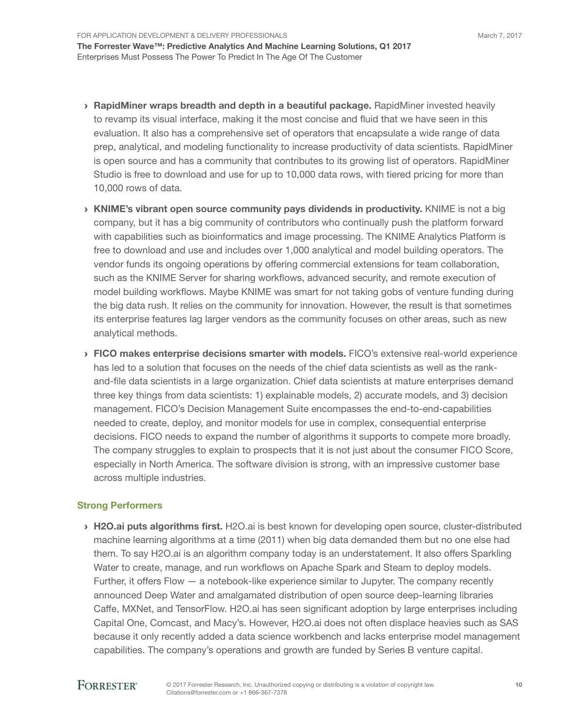- **RapidMiner wraps breadth and depth in a beautiful package.** RapidMiner invested heavily to revamp its visual interface, making it the most concise and fluid that we have seen in this evaluation. It also has a comprehensive set of operators that encapsulate a wide range of data prep, analytical, and modeling functionality to increase productivity of data scientists. RapidMiner is open source and has a community that contributes to its growing list of operators. RapidMiner Studio is free to download and use for up to 10,000 data rows, with tiered pricing for more than 10,000 rows of data.
- **KNIME's vibrant open source community pays dividends in productivity.** KNIME is not a big company, but it has a big community of contributors who continually push the platform forward with capabilities such as bioinformatics and image processing. The KNIME Analytics Platform is free to download and use and includes over 1,000 analytical and model building operators. The vendor funds its ongoing operations by offering commercial extensions for team collaboration, such as the KNIME Server for sharing workflows, advanced security, and remote execution of model building workflows. Maybe KNIME was smart for not taking gobs of venture funding during the big data rush. It relies on the community for innovation. However, the result is that sometimes its enterprise features lag larger vendors as the community focuses on other areas, such as new analytical methods.
- **FICO makes enterprise decisions smarter with models.** FICO's extensive real-world experience has led to a solution that focuses on the needs of the chief data scientists as well as the rank-and-file data scientists in a large organization. Chief data scientists at mature enterprises demand three key things from data scientists: 1) explainable models, 2) accurate models, and 3) decision management. FICO's Decision Management Suite encompasses the end-to-end-capabilities needed to create, deploy, and monitor models for use in complex, consequential enterprise decisions. FICO needs to expand the number of algorithms it supports to compete more broadly. The company struggles to explain to prospects that it is not just about the consumer FICO Score, especially in North America. The software division is strong, with an impressive customer base across multiple industries.

### Strong Performers

- **H2O.ai puts algorithms first.** H2O.ai is best known for developing open source, cluster-distributed machine learning algorithms at a time (2011) when big data demanded them but no one else had them. To say H2O.ai is an algorithm company today is an understatement. It also offers Sparkling Water to create, manage, and run workflows on Apache Spark and Steam to deploy models. Further, it offers Flow — a notebook-like experience similar to Jupyter. The company recently announced Deep Water and amalgamated distribution of open source deep-learning libraries Caffe, MXNet, and TensorFlow. H2O.ai has seen significant adoption by large enterprises including Capital One, Comcast, and Macy's. However, H2O.ai does not often displace heavies such as SAS because it only recently added a data science workbench and lacks enterprise model management capabilities. The company's operations and growth are funded by Series B venture capital.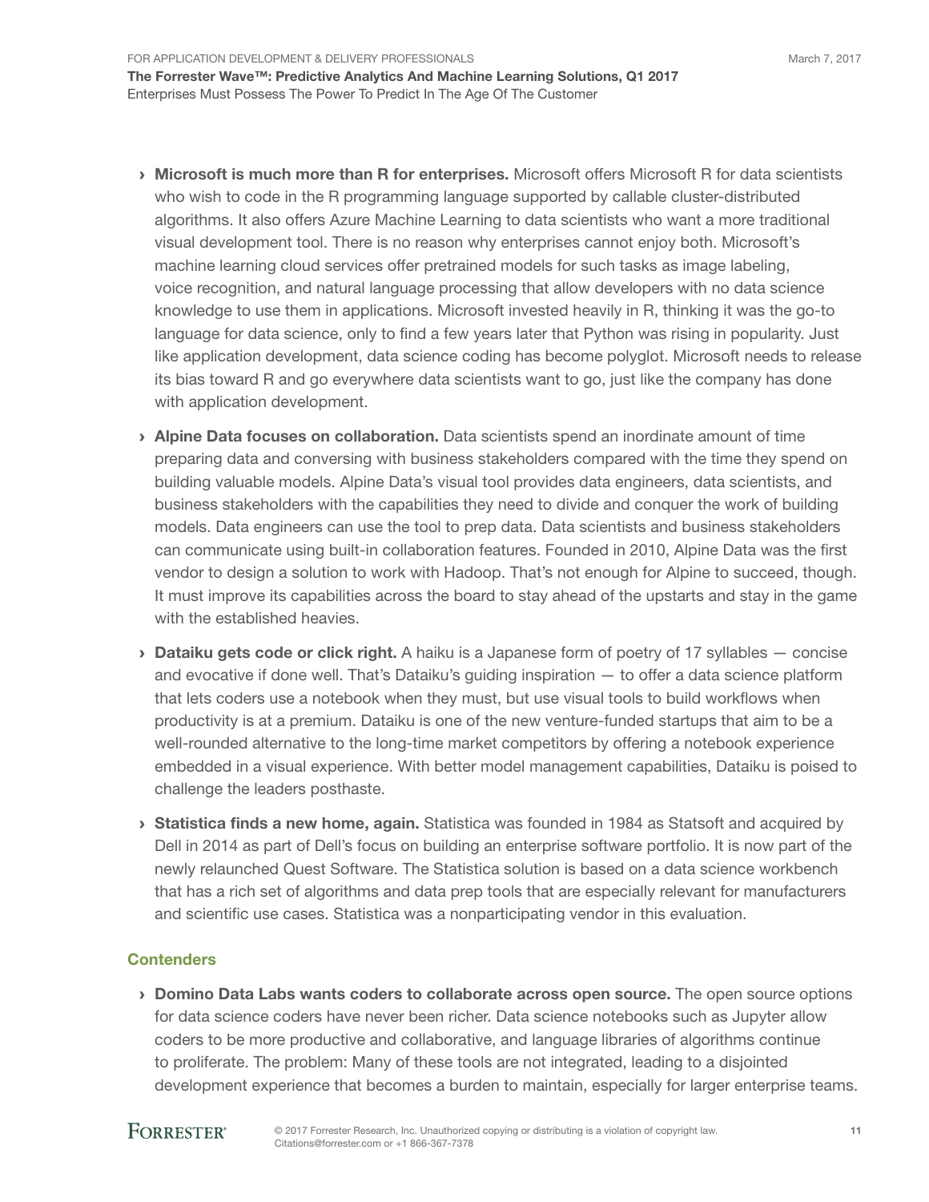- **Microsoft is much more than R for enterprises.** Microsoft offers Microsoft R for data scientists who wish to code in the R programming language supported by callable cluster-distributed algorithms. It also offers Azure Machine Learning to data scientists who want a more traditional visual development tool. There is no reason why enterprises cannot enjoy both. Microsoft's machine learning cloud services offer pretrained models for such tasks as image labeling, voice recognition, and natural language processing that allow developers with no data science knowledge to use them in applications. Microsoft invested heavily in R, thinking it was the go-to language for data science, only to find a few years later that Python was rising in popularity. Just like application development, data science coding has become polyglot. Microsoft needs to release its bias toward R and go everywhere data scientists want to go, just like the company has done with application development.

- **Alpine Data focuses on collaboration.** Data scientists spend an inordinate amount of time preparing data and conversing with business stakeholders compared with the time they spend on building valuable models. Alpine Data's visual tool provides data engineers, data scientists, and business stakeholders with the capabilities they need to divide and conquer the work of building models. Data engineers can use the tool to prep data. Data scientists and business stakeholders can communicate using built-in collaboration features. Founded in 2010, Alpine Data was the first vendor to design a solution to work with Hadoop. That's not enough for Alpine to succeed, though. It must improve its capabilities across the board to stay ahead of the upstarts and stay in the game with the established heavies.

- **Dataiku gets code or click right.** A haiku is a Japanese form of poetry of 17 syllables — concise and evocative if done well. That's Dataiku's guiding inspiration — to offer a data science platform that lets coders use a notebook when they must, but use visual tools to build workflows when productivity is at a premium. Dataiku is one of the new venture-funded startups that aim to be a well-rounded alternative to the long-time market competitors by offering a notebook experience embedded in a visual experience. With better model management capabilities, Dataiku is poised to challenge the leaders posthaste.

- **Statistica finds a new home, again.** Statistica was founded in 1984 as Statsoft and acquired by Dell in 2014 as part of Dell's focus on building an enterprise software portfolio. It is now part of the newly relaunched Quest Software. The Statistica solution is based on a data science workbench that has a rich set of algorithms and data prep tools that are especially relevant for manufacturers and scientific use cases. Statistica was a nonparticipating vendor in this evaluation.

### Contenders

- **Domino Data Labs wants coders to collaborate across open source.** The open source options for data science coders have never been richer. Data science notebooks such as Jupyter allow coders to be more productive and collaborative, and language libraries of algorithms continue to proliferate. The problem: Many of these tools are not integrated, leading to a disjointed development experience that becomes a burden to maintain, especially for larger enterprise teams.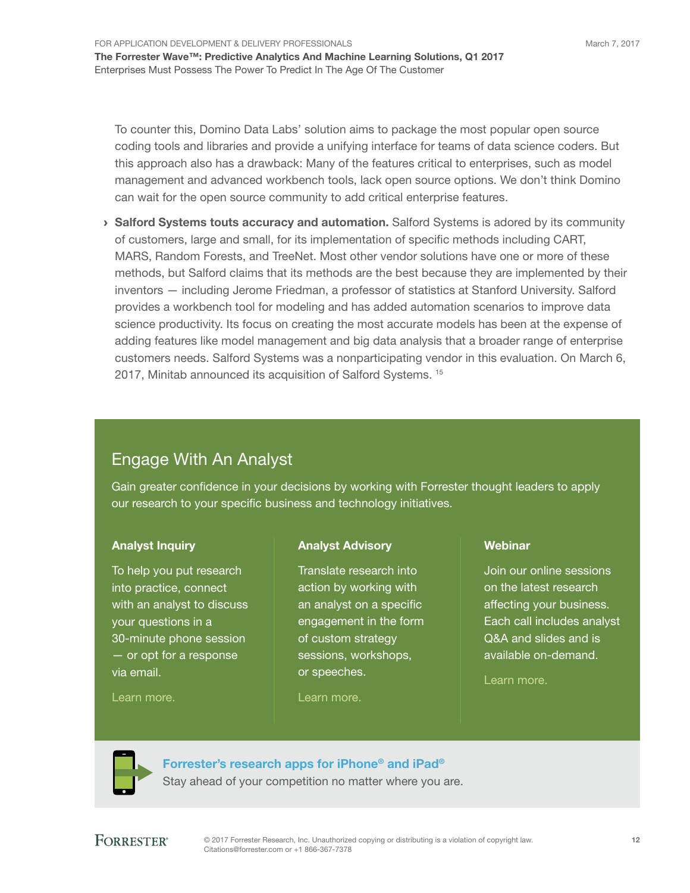To counter this, Domino Data Labs' solution aims to package the most popular open source coding tools and libraries and provide a unifying interface for teams of data science coders. But this approach also has a drawback: Many of the features critical to enterprises, such as model management and advanced workbench tools, lack open source options. We don't think Domino can wait for the open source community to add critical enterprise features.

- **Salford Systems touts accuracy and automation.** Salford Systems is adored by its community of customers, large and small, for its implementation of specific methods including CART, MARS, Random Forests, and TreeNet. Most other vendor solutions have one or more of these methods, but Salford claims that its methods are the best because they are implemented by their inventors — including Jerome Friedman, a professor of statistics at Stanford University. Salford provides a workbench tool for modeling and has added automation scenarios to improve data science productivity. Its focus on creating the most accurate models has been at the expense of adding features like model management and big data analysis that a broader range of enterprise customers needs. Salford Systems was a nonparticipating vendor in this evaluation. On March 6, 2017, Minitab announced its acquisition of Salford Systems. [15]

## Engage With An Analyst

Gain greater confidence in your decisions by working with Forrester thought leaders to apply our research to your specific business and technology initiatives.

### Analyst Inquiry

To help you put research into practice, connect with an analyst to discuss your questions in a 30-minute phone session — or opt for a response via email.

Learn more.

### Analyst Advisory

Translate research into action by working with an analyst on a specific engagement in the form of custom strategy sessions, workshops, or speeches.

Learn more.

### Webinar

Join our online sessions on the latest research affecting your business. Each call includes analyst Q&A and slides and is available on-demand.

Learn more.

**Forrester's research apps for iPhone® and iPad®**

Stay ahead of your competition no matter where you are.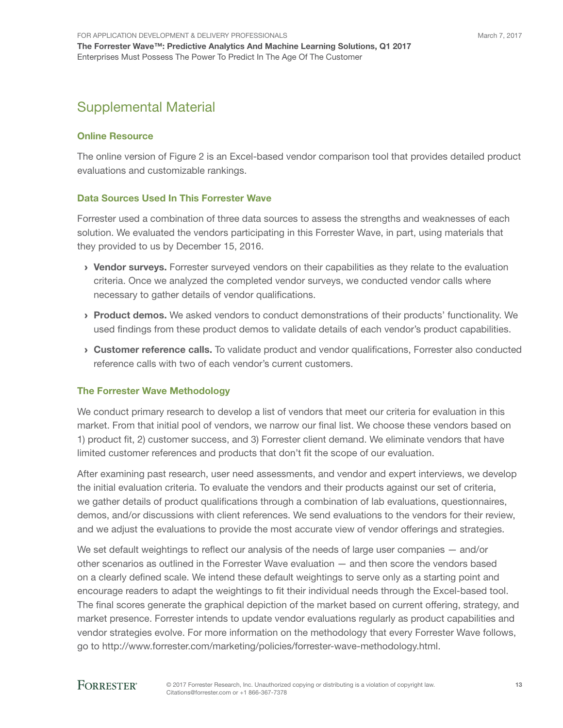# Supplemental Material

## Online Resource

The online version of Figure 2 is an Excel-based vendor comparison tool that provides detailed product evaluations and customizable rankings.

## Data Sources Used In This Forrester Wave

Forrester used a combination of three data sources to assess the strengths and weaknesses of each solution. We evaluated the vendors participating in this Forrester Wave, in part, using materials that they provided to us by December 15, 2016.

› **Vendor surveys.** Forrester surveyed vendors on their capabilities as they relate to the evaluation criteria. Once we analyzed the completed vendor surveys, we conducted vendor calls where necessary to gather details of vendor qualifications.

› **Product demos.** We asked vendors to conduct demonstrations of their products' functionality. We used findings from these product demos to validate details of each vendor's product capabilities.

› **Customer reference calls.** To validate product and vendor qualifications, Forrester also conducted reference calls with two of each vendor's current customers.

## The Forrester Wave Methodology

We conduct primary research to develop a list of vendors that meet our criteria for evaluation in this market. From that initial pool of vendors, we narrow our final list. We choose these vendors based on 1) product fit, 2) customer success, and 3) Forrester client demand. We eliminate vendors that have limited customer references and products that don't fit the scope of our evaluation.

After examining past research, user need assessments, and vendor and expert interviews, we develop the initial evaluation criteria. To evaluate the vendors and their products against our set of criteria, we gather details of product qualifications through a combination of lab evaluations, questionnaires, demos, and/or discussions with client references. We send evaluations to the vendors for their review, and we adjust the evaluations to provide the most accurate view of vendor offerings and strategies.

We set default weightings to reflect our analysis of the needs of large user companies — and/or other scenarios as outlined in the Forrester Wave evaluation — and then score the vendors based on a clearly defined scale. We intend these default weightings to serve only as a starting point and encourage readers to adapt the weightings to fit their individual needs through the Excel-based tool. The final scores generate the graphical depiction of the market based on current offering, strategy, and market presence. Forrester intends to update vendor evaluations regularly as product capabilities and vendor strategies evolve. For more information on the methodology that every Forrester Wave follows, go to http://www.forrester.com/marketing/policies/forrester-wave-methodology.html.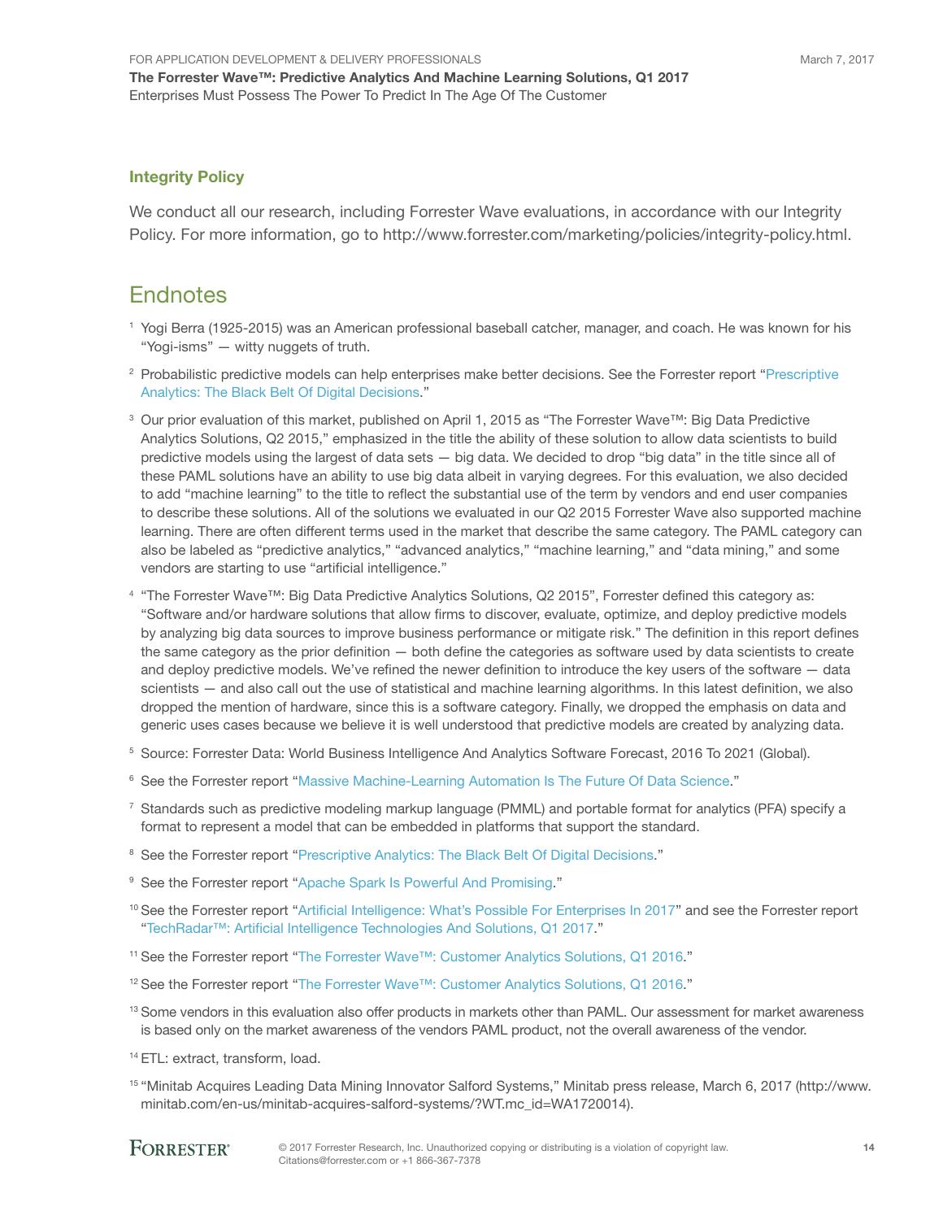## Integrity Policy

We conduct all our research, including Forrester Wave evaluations, in accordance with our Integrity Policy. For more information, go to http://www.forrester.com/marketing/policies/integrity-policy.html.

# Endnotes

[1] Yogi Berra (1925-2015) was an American professional baseball catcher, manager, and coach. He was known for his "Yogi-isms" — witty nuggets of truth.

[2] Probabilistic predictive models can help enterprises make better decisions. See the Forrester report "Prescriptive Analytics: The Black Belt Of Digital Decisions."

[3] Our prior evaluation of this market, published on April 1, 2015 as "The Forrester Wave™: Big Data Predictive Analytics Solutions, Q2 2015," emphasized in the title the ability of these solution to allow data scientists to build predictive models using the largest of data sets — big data. We decided to drop "big data" in the title since all of these PAML solutions have an ability to use big data albeit in varying degrees. For this evaluation, we also decided to add "machine learning" to the title to reflect the substantial use of the term by vendors and end user companies to describe these solutions. All of the solutions we evaluated in our Q2 2015 Forrester Wave also supported machine learning. There are often different terms used in the market that describe the same category. The PAML category can also be labeled as "predictive analytics," "advanced analytics," "machine learning," and "data mining," and some vendors are starting to use "artificial intelligence."

[4] "The Forrester Wave™: Big Data Predictive Analytics Solutions, Q2 2015", Forrester defined this category as: "Software and/or hardware solutions that allow firms to discover, evaluate, optimize, and deploy predictive models by analyzing big data sources to improve business performance or mitigate risk." The definition in this report defines the same category as the prior definition — both define the categories as software used by data scientists to create and deploy predictive models. We've refined the newer definition to introduce the key users of the software — data scientists — and also call out the use of statistical and machine learning algorithms. In this latest definition, we also dropped the mention of hardware, since this is a software category. Finally, we dropped the emphasis on data and generic uses cases because we believe it is well understood that predictive models are created by analyzing data.

[5] Source: Forrester Data: World Business Intelligence And Analytics Software Forecast, 2016 To 2021 (Global).

[6] See the Forrester report "Massive Machine-Learning Automation Is The Future Of Data Science."

[7] Standards such as predictive modeling markup language (PMML) and portable format for analytics (PFA) specify a format to represent a model that can be embedded in platforms that support the standard.

[8] See the Forrester report "Prescriptive Analytics: The Black Belt Of Digital Decisions."

[9] See the Forrester report "Apache Spark Is Powerful And Promising."

[10] See the Forrester report "Artificial Intelligence: What's Possible For Enterprises In 2017" and see the Forrester report "TechRadar™: Artificial Intelligence Technologies And Solutions, Q1 2017."

[11] See the Forrester report "The Forrester Wave™: Customer Analytics Solutions, Q1 2016."

[12] See the Forrester report "The Forrester Wave™: Customer Analytics Solutions, Q1 2016."

[13] Some vendors in this evaluation also offer products in markets other than PAML. Our assessment for market awareness is based only on the market awareness of the vendors PAML product, not the overall awareness of the vendor.

[14] ETL: extract, transform, load.

[15] "Minitab Acquires Leading Data Mining Innovator Salford Systems," Minitab press release, March 6, 2017 (http://www.minitab.com/en-us/minitab-acquires-salford-systems/?WT.mc_id=WA1720014).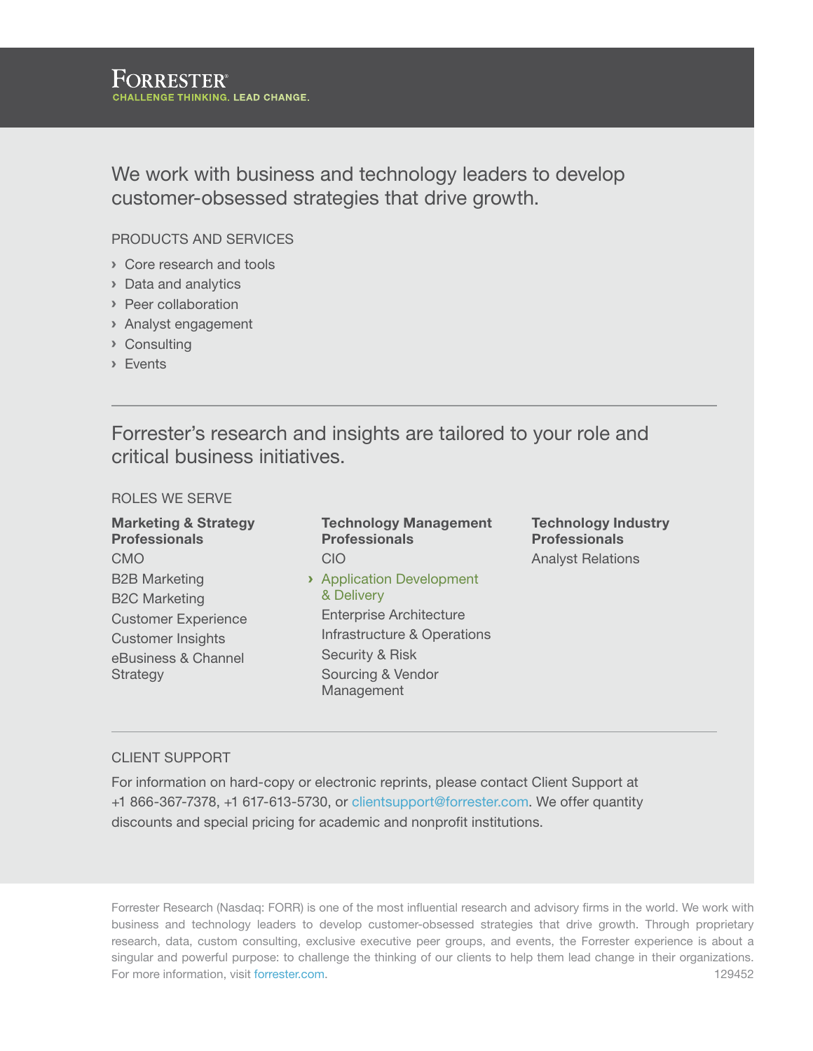FORRESTER®
CHALLENGE THINKING. LEAD CHANGE.

## We work with business and technology leaders to develop customer-obsessed strategies that drive growth.

PRODUCTS AND SERVICES

- Core research and tools
- Data and analytics
- Peer collaboration
- Analyst engagement
- Consulting
- Events

---

## Forrester's research and insights are tailored to your role and critical business initiatives.

ROLES WE SERVE

**Marketing & Strategy Professionals**
CMO
B2B Marketing
B2C Marketing
Customer Experience
Customer Insights
eBusiness & Channel Strategy

**Technology Management Professionals**
CIO
› Application Development & Delivery
Enterprise Architecture
Infrastructure & Operations
Security & Risk
Sourcing & Vendor Management

**Technology Industry Professionals**
Analyst Relations

---

CLIENT SUPPORT

For information on hard-copy or electronic reprints, please contact Client Support at +1 866-367-7378, +1 617-613-5730, or clientsupport@forrester.com. We offer quantity discounts and special pricing for academic and nonprofit institutions.

Forrester Research (Nasdaq: FORR) is one of the most influential research and advisory firms in the world. We work with business and technology leaders to develop customer-obsessed strategies that drive growth. Through proprietary research, data, custom consulting, exclusive executive peer groups, and events, the Forrester experience is about a singular and powerful purpose: to challenge the thinking of our clients to help them lead change in their organizations. For more information, visit forrester.com. 129452